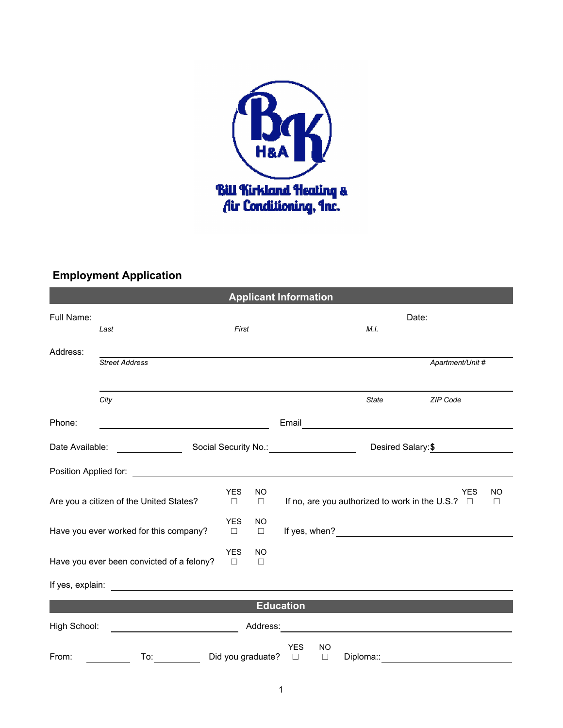Bill Kirkland Heating & Air Conditioning, Inc.

## Employment Application

### Applicant Information

Full Name: ______________________________________________ Date: ______________

*Last* *First* *M.I.*

Address: ______________________________________________________________

*Street Address* *Apartment/Unit #*

______________________________________________________________

*City* *State* *ZIP Code*

Phone: ______________________ Email ______________________________

Date Available: __________ Social Security No.: ______________ Desired Salary: **$** __________

Position Applied for: ______________________________________________

Are you a citizen of the United States? YES ☐ NO ☐ If no, are you authorized to work in the U.S.? YES ☐ NO ☐

Have you ever worked for this company? YES ☐ NO ☐ If yes, when? ______________________

Have you ever been convicted of a felony? YES ☐ NO ☐

If yes, explain: ______________________________________________

### Education

High School: ______________________ Address: ______________________________

From: __________ To: __________ Did you graduate? YES ☐ NO ☐ Diploma:: ______________________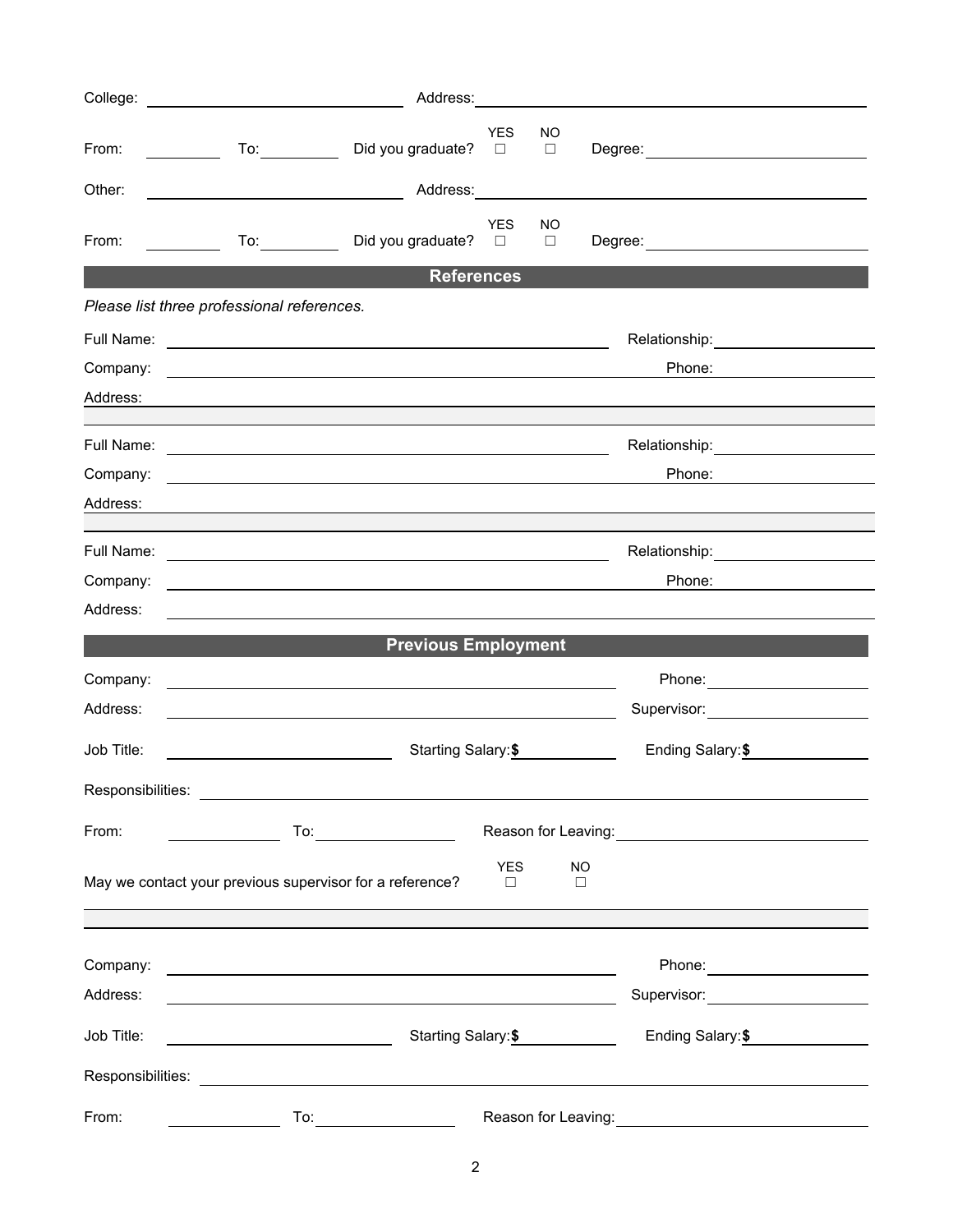College: ______________________________ Address: ______________________________________________

From: __________ To: __________ Did you graduate? YES ☐ NO ☐ Degree: ____________________________

Other: ______________________________ Address: ______________________________________________

From: __________ To: __________ Did you graduate? YES ☐ NO ☐ Degree: ____________________________

## References

*Please list three professional references.*

Full Name: ____________________________________________ Relationship: ____________________

Company: ____________________________________________ Phone: ____________________

Address: ______________________________________________________________________________

Full Name: ____________________________________________ Relationship: ____________________

Company: ____________________________________________ Phone: ____________________

Address: ______________________________________________________________________________

Full Name: ____________________________________________ Relationship: ____________________

Company: ____________________________________________ Phone: ____________________

Address: ______________________________________________________________________________

## Previous Employment

Company: ____________________________________________ Phone: ____________________

Address: ____________________________________________ Supervisor: ____________________

Job Title: ____________________ Starting Salary: **$** ____________ Ending Salary: **$** ____________

Responsibilities: ______________________________________________________________________

From: ____________ To: ____________ Reason for Leaving: ______________________________

May we contact your previous supervisor for a reference? YES ☐ NO ☐

Company: ____________________________________________ Phone: ____________________

Address: ____________________________________________ Supervisor: ____________________

Job Title: ____________________ Starting Salary: **$** ____________ Ending Salary: **$** ____________

Responsibilities: ______________________________________________________________________

From: ____________ To: ____________ Reason for Leaving: ______________________________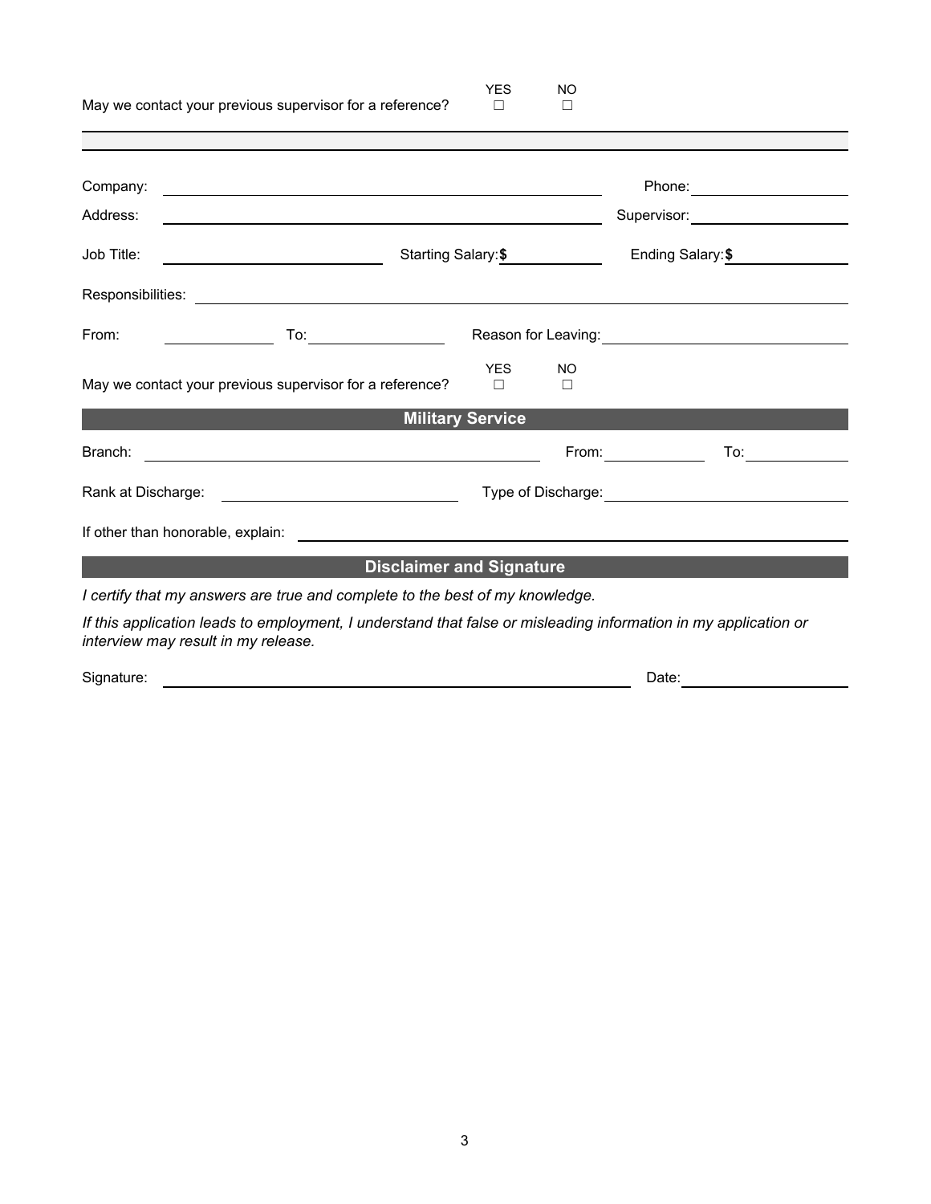May we contact your previous supervisor for a reference? YES ☐ NO ☐

---

Company: \_\_\_\_\_\_\_\_\_\_\_\_\_\_\_\_\_\_\_\_ Phone: \_\_\_\_\_\_\_\_\_\_

Address: \_\_\_\_\_\_\_\_\_\_\_\_\_\_\_\_\_\_\_\_ Supervisor: \_\_\_\_\_\_\_\_\_\_

Job Title: \_\_\_\_\_\_\_\_\_\_ Starting Salary: **$** \_\_\_\_\_\_\_\_ Ending Salary: **$** \_\_\_\_\_\_\_\_

Responsibilities: \_\_\_\_\_\_\_\_\_\_\_\_\_\_\_\_\_\_\_\_

From: \_\_\_\_\_\_ To: \_\_\_\_\_\_ Reason for Leaving: \_\_\_\_\_\_\_\_\_\_

May we contact your previous supervisor for a reference? YES ☐ NO ☐

## Military Service

Branch: \_\_\_\_\_\_\_\_\_\_\_\_\_\_\_\_\_\_\_\_ From: \_\_\_\_\_\_ To: \_\_\_\_\_\_

Rank at Discharge: \_\_\_\_\_\_\_\_\_\_ Type of Discharge: \_\_\_\_\_\_\_\_\_\_

If other than honorable, explain: \_\_\_\_\_\_\_\_\_\_\_\_\_\_\_\_\_\_\_\_

## Disclaimer and Signature

*I certify that my answers are true and complete to the best of my knowledge.*

*If this application leads to employment, I understand that false or misleading information in my application or interview may result in my release.*

Signature: \_\_\_\_\_\_\_\_\_\_\_\_\_\_\_\_\_\_\_\_ Date: \_\_\_\_\_\_\_\_\_\_